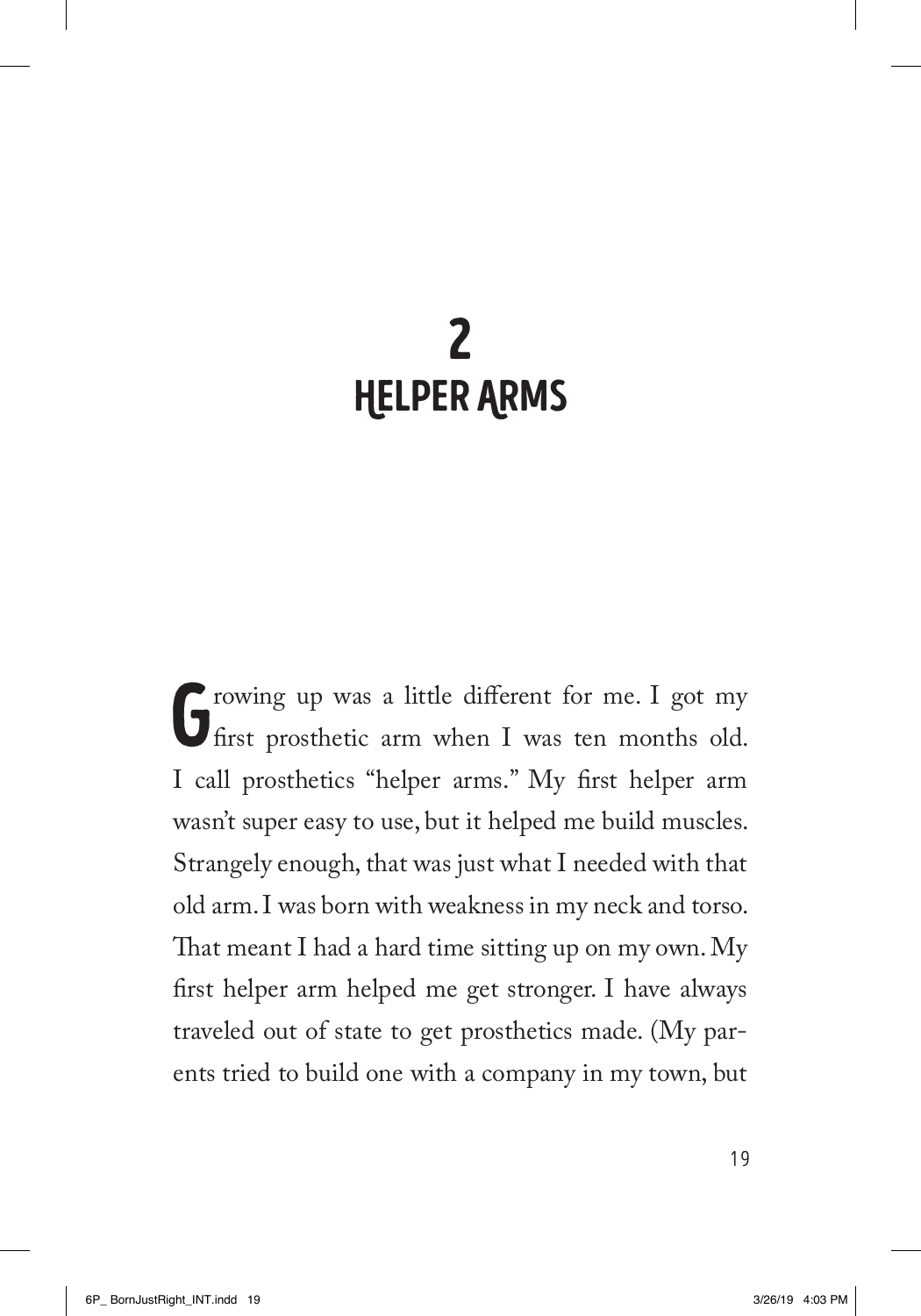# 2
# HELPER ARMS

Growing up was a little different for me. I got my first prosthetic arm when I was ten months old. I call prosthetics "helper arms." My first helper arm wasn't super easy to use, but it helped me build muscles. Strangely enough, that was just what I needed with that old arm. I was born with weakness in my neck and torso. That meant I had a hard time sitting up on my own. My first helper arm helped me get stronger. I have always traveled out of state to get prosthetics made. (My parents tried to build one with a company in my town, but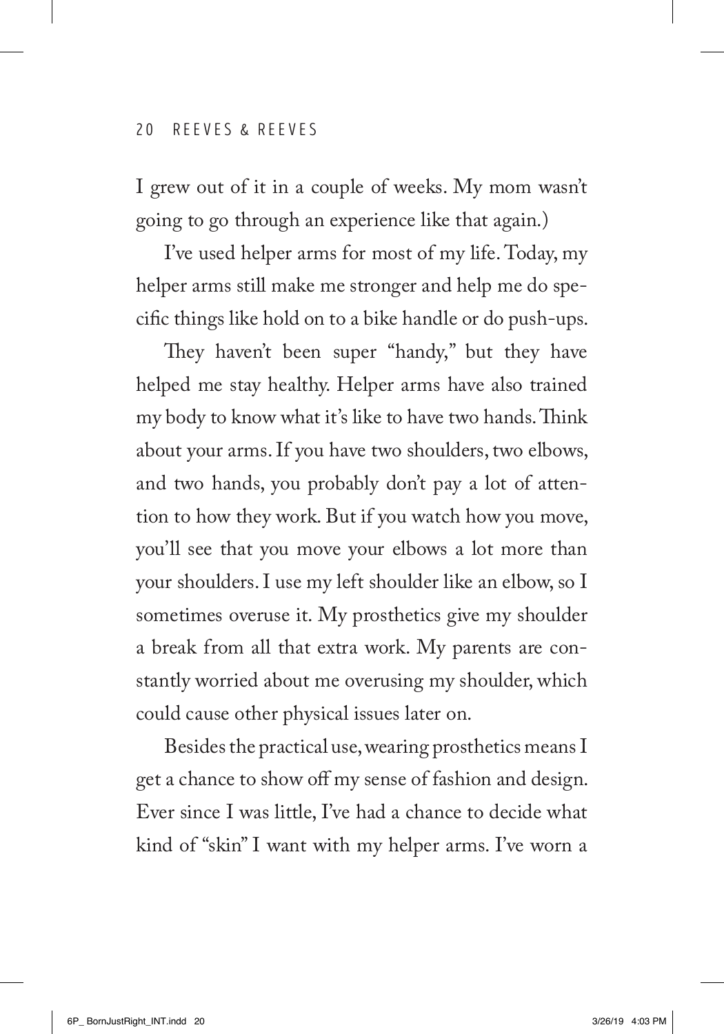I grew out of it in a couple of weeks. My mom wasn't going to go through an experience like that again.)

I've used helper arms for most of my life. Today, my helper arms still make me stronger and help me do specific things like hold on to a bike handle or do push-ups.

They haven't been super "handy," but they have helped me stay healthy. Helper arms have also trained my body to know what it's like to have two hands. Think about your arms. If you have two shoulders, two elbows, and two hands, you probably don't pay a lot of attention to how they work. But if you watch how you move, you'll see that you move your elbows a lot more than your shoulders. I use my left shoulder like an elbow, so I sometimes overuse it. My prosthetics give my shoulder a break from all that extra work. My parents are constantly worried about me overusing my shoulder, which could cause other physical issues later on.

Besides the practical use, wearing prosthetics means I get a chance to show off my sense of fashion and design. Ever since I was little, I've had a chance to decide what kind of "skin" I want with my helper arms. I've worn a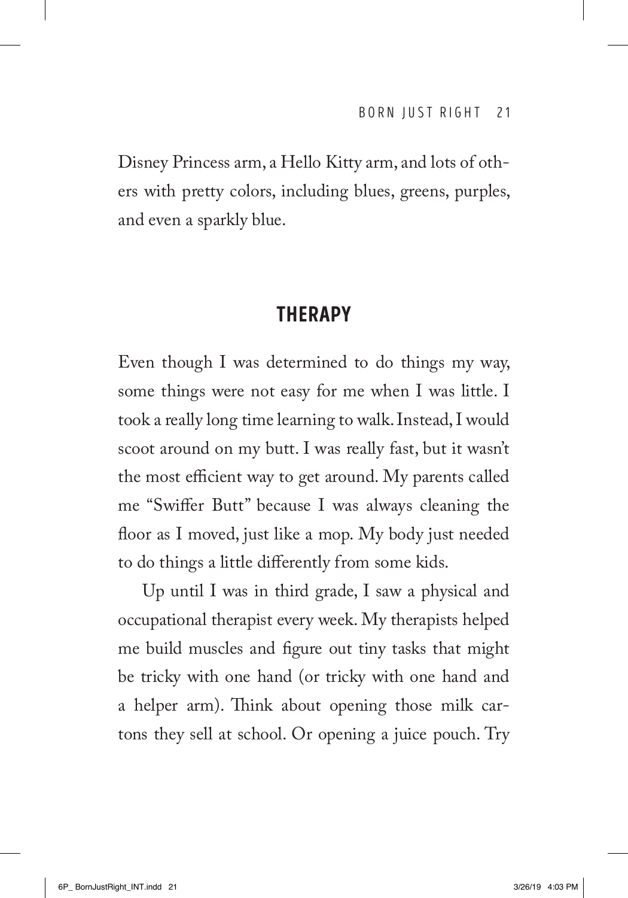Disney Princess arm, a Hello Kitty arm, and lots of others with pretty colors, including blues, greens, purples, and even a sparkly blue.

## THERAPY

Even though I was determined to do things my way, some things were not easy for me when I was little. I took a really long time learning to walk. Instead, I would scoot around on my butt. I was really fast, but it wasn't the most efficient way to get around. My parents called me "Swiffer Butt" because I was always cleaning the floor as I moved, just like a mop. My body just needed to do things a little differently from some kids.

Up until I was in third grade, I saw a physical and occupational therapist every week. My therapists helped me build muscles and figure out tiny tasks that might be tricky with one hand (or tricky with one hand and a helper arm). Think about opening those milk cartons they sell at school. Or opening a juice pouch. Try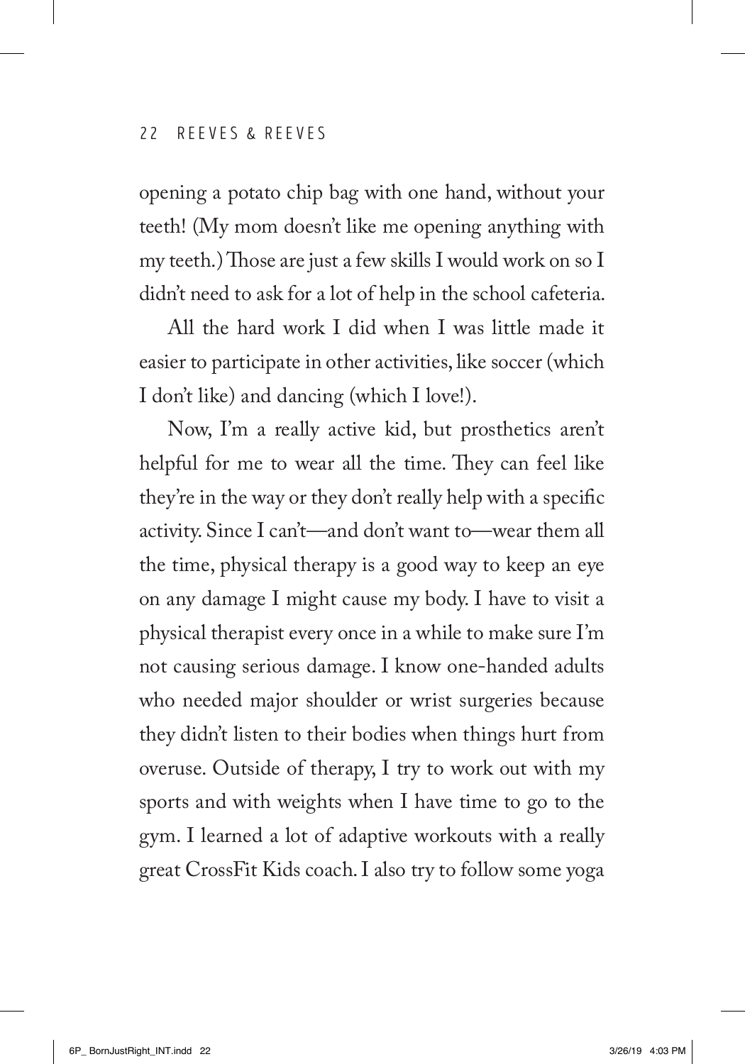opening a potato chip bag with one hand, without your teeth! (My mom doesn't like me opening anything with my teeth.) Those are just a few skills I would work on so I didn't need to ask for a lot of help in the school cafeteria.

All the hard work I did when I was little made it easier to participate in other activities, like soccer (which I don't like) and dancing (which I love!).

Now, I'm a really active kid, but prosthetics aren't helpful for me to wear all the time. They can feel like they're in the way or they don't really help with a specific activity. Since I can't—and don't want to—wear them all the time, physical therapy is a good way to keep an eye on any damage I might cause my body. I have to visit a physical therapist every once in a while to make sure I'm not causing serious damage. I know one-handed adults who needed major shoulder or wrist surgeries because they didn't listen to their bodies when things hurt from overuse. Outside of therapy, I try to work out with my sports and with weights when I have time to go to the gym. I learned a lot of adaptive workouts with a really great CrossFit Kids coach. I also try to follow some yoga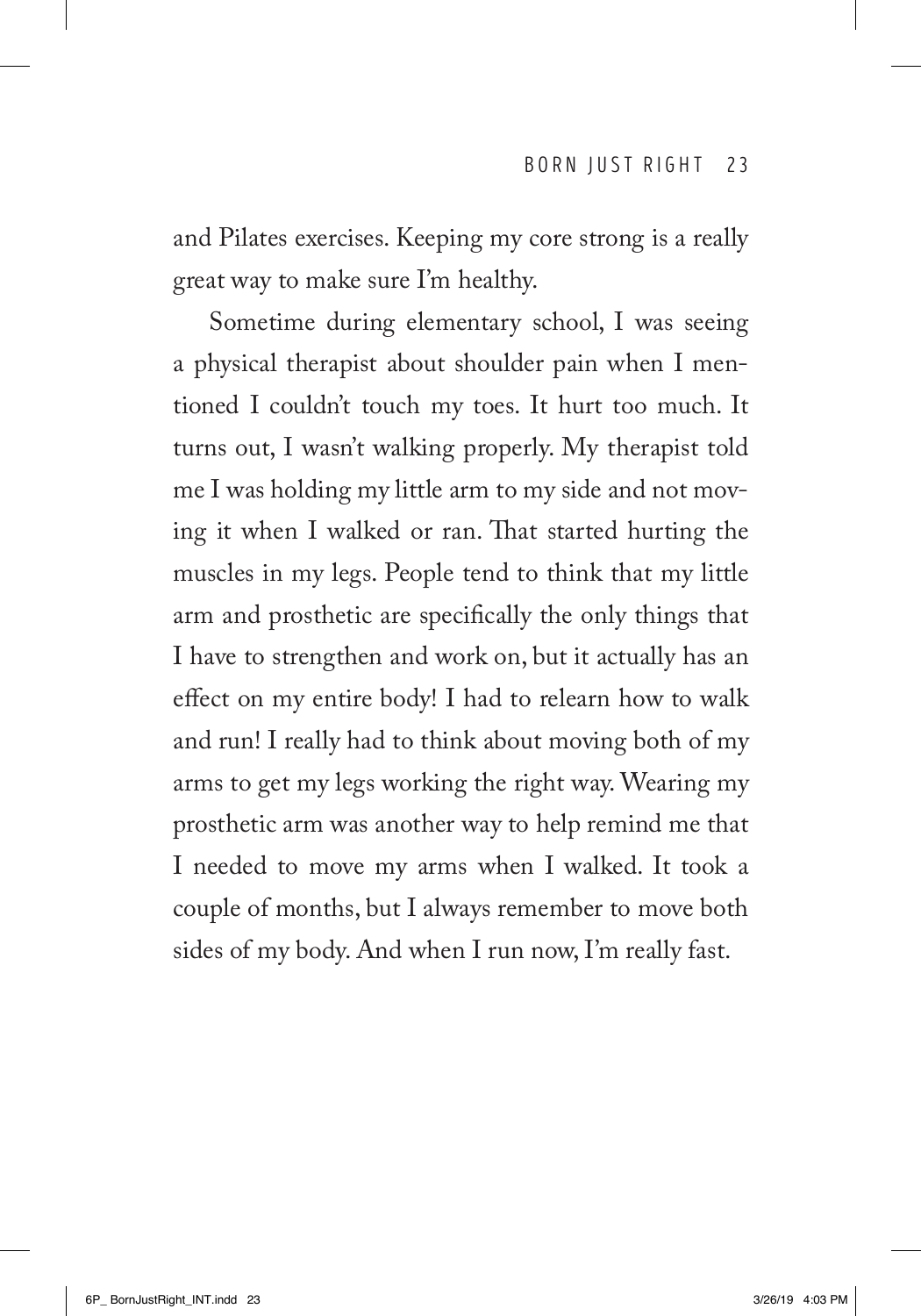and Pilates exercises. Keeping my core strong is a really great way to make sure I'm healthy.

Sometime during elementary school, I was seeing a physical therapist about shoulder pain when I mentioned I couldn't touch my toes. It hurt too much. It turns out, I wasn't walking properly. My therapist told me I was holding my little arm to my side and not moving it when I walked or ran. That started hurting the muscles in my legs. People tend to think that my little arm and prosthetic are specifically the only things that I have to strengthen and work on, but it actually has an effect on my entire body! I had to relearn how to walk and run! I really had to think about moving both of my arms to get my legs working the right way. Wearing my prosthetic arm was another way to help remind me that I needed to move my arms when I walked. It took a couple of months, but I always remember to move both sides of my body. And when I run now, I'm really fast.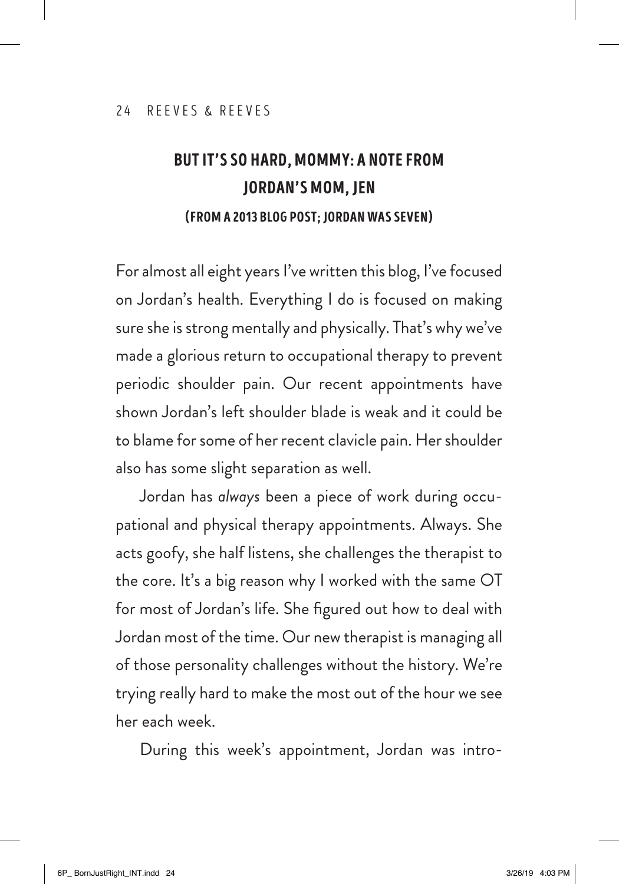## BUT IT'S SO HARD, MOMMY: A NOTE FROM JORDAN'S MOM, JEN

### (FROM A 2013 BLOG POST; JORDAN WAS SEVEN)

For almost all eight years I've written this blog, I've focused on Jordan's health. Everything I do is focused on making sure she is strong mentally and physically. That's why we've made a glorious return to occupational therapy to prevent periodic shoulder pain. Our recent appointments have shown Jordan's left shoulder blade is weak and it could be to blame for some of her recent clavicle pain. Her shoulder also has some slight separation as well.

Jordan has *always* been a piece of work during occupational and physical therapy appointments. Always. She acts goofy, she half listens, she challenges the therapist to the core. It's a big reason why I worked with the same OT for most of Jordan's life. She figured out how to deal with Jordan most of the time. Our new therapist is managing all of those personality challenges without the history. We're trying really hard to make the most out of the hour we see her each week.

During this week's appointment, Jordan was intro-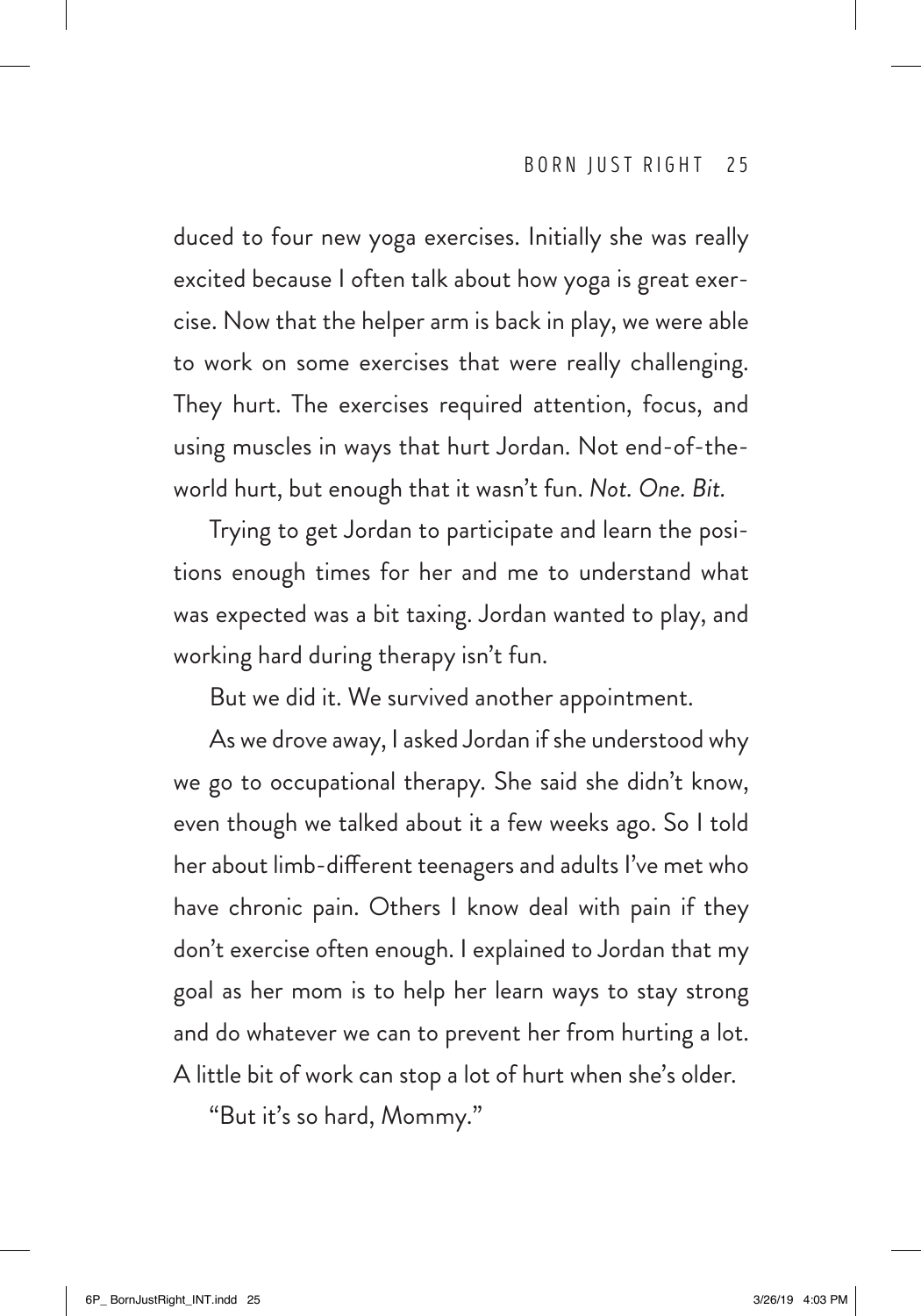duced to four new yoga exercises. Initially she was really excited because I often talk about how yoga is great exercise. Now that the helper arm is back in play, we were able to work on some exercises that were really challenging. They hurt. The exercises required attention, focus, and using muscles in ways that hurt Jordan. Not end-of-the-world hurt, but enough that it wasn't fun. *Not. One. Bit.*

Trying to get Jordan to participate and learn the positions enough times for her and me to understand what was expected was a bit taxing. Jordan wanted to play, and working hard during therapy isn't fun.

But we did it. We survived another appointment.

As we drove away, I asked Jordan if she understood why we go to occupational therapy. She said she didn't know, even though we talked about it a few weeks ago. So I told her about limb-different teenagers and adults I've met who have chronic pain. Others I know deal with pain if they don't exercise often enough. I explained to Jordan that my goal as her mom is to help her learn ways to stay strong and do whatever we can to prevent her from hurting a lot. A little bit of work can stop a lot of hurt when she's older.

"But it's so hard, Mommy."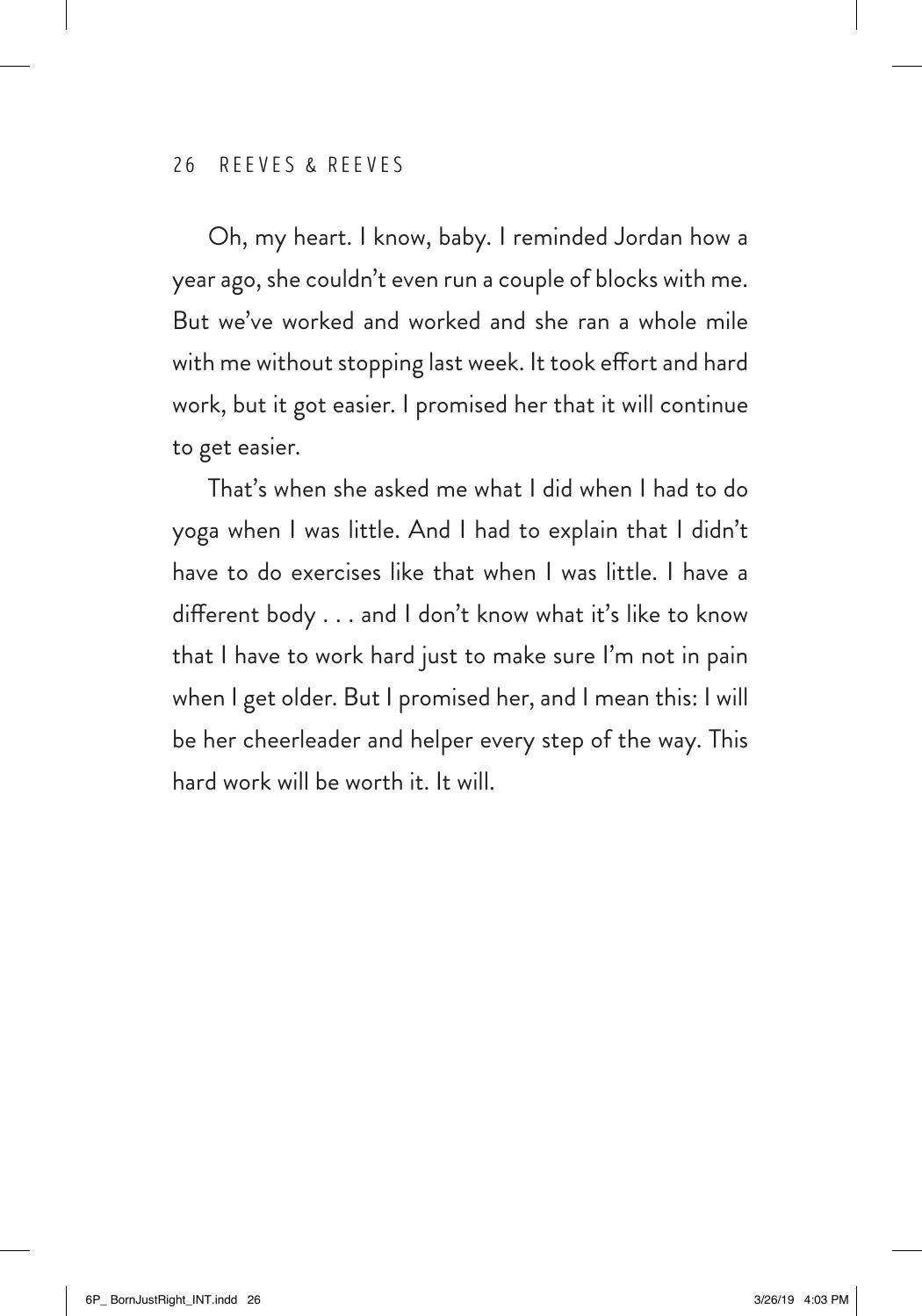Oh, my heart. I know, baby. I reminded Jordan how a year ago, she couldn't even run a couple of blocks with me. But we've worked and worked and she ran a whole mile with me without stopping last week. It took effort and hard work, but it got easier. I promised her that it will continue to get easier.

That's when she asked me what I did when I had to do yoga when I was little. And I had to explain that I didn't have to do exercises like that when I was little. I have a different body . . . and I don't know what it's like to know that I have to work hard just to make sure I'm not in pain when I get older. But I promised her, and I mean this: I will be her cheerleader and helper every step of the way. This hard work will be worth it. It will.